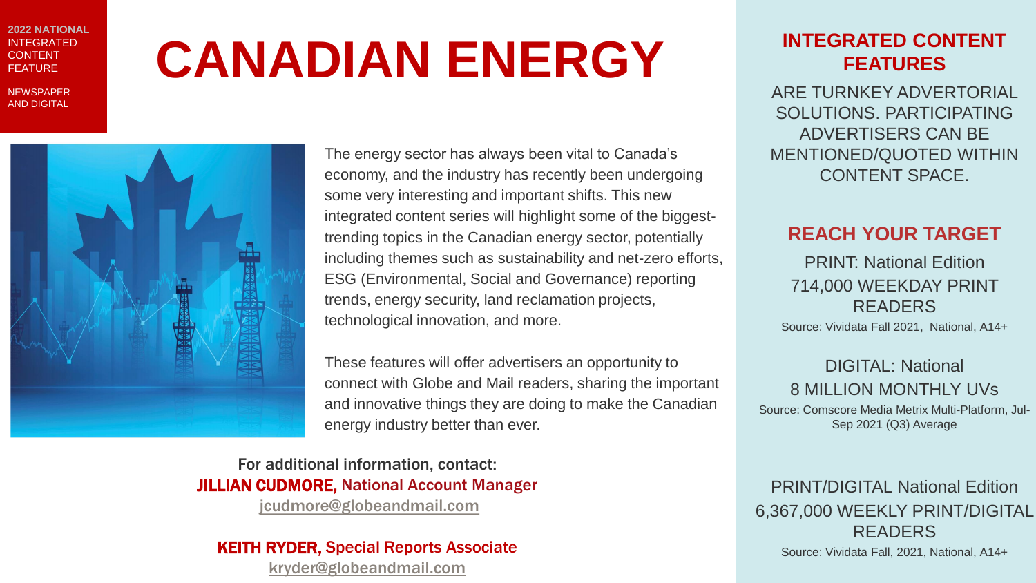**2022 NATIONAL** INTEGRATED CONTENT FEATURE

NEWSPAPER AND DIGITAL

# CANADIAN ENERGY

The energy sector has always been vital to Canada's economy, and the industry has recently been undergoing some very interesting and important shifts. This new integrated content series will highlight some of the biggest-trending topics in the Canadian energy sector, potentially including themes such as sustainability and net-zero efforts, ESG (Environmental, Social and Governance) reporting trends, energy security, land reclamation projects, technological innovation, and more.

These features will offer advertisers an opportunity to connect with Globe and Mail readers, sharing the important and innovative things they are doing to make the Canadian energy industry better than ever.

For additional information, contact:
**JILLIAN CUDMORE,** National Account Manager
jcudmore@globeandmail.com

**KEITH RYDER,** Special Reports Associate
kryder@globeandmail.com

## INTEGRATED CONTENT FEATURES

ARE TURNKEY ADVERTORIAL SOLUTIONS. PARTICIPATING ADVERTISERS CAN BE MENTIONED/QUOTED WITHIN CONTENT SPACE.

## REACH YOUR TARGET

PRINT: National Edition
714,000 WEEKDAY PRINT READERS
Source: Vividata Fall 2021, National, A14+

DIGITAL: National
8 MILLION MONTHLY UVs
Source: Comscore Media Metrix Multi-Platform, Jul-Sep 2021 (Q3) Average

PRINT/DIGITAL National Edition
6,367,000 WEEKLY PRINT/DIGITAL READERS
Source: Vividata Fall, 2021, National, A14+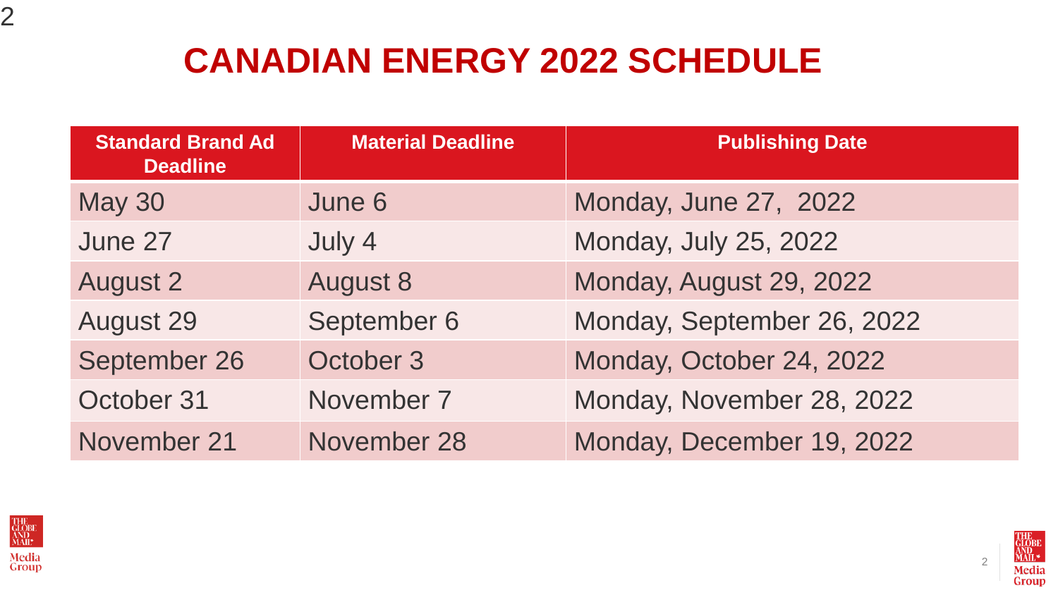# CANADIAN ENERGY 2022 SCHEDULE

| Standard Brand Ad Deadline | Material Deadline | Publishing Date |
|---|---|---|
| May 30 | June 6 | Monday, June 27, 2022 |
| June 27 | July 4 | Monday, July 25, 2022 |
| August 2 | August 8 | Monday, August 29, 2022 |
| August 29 | September 6 | Monday, September 26, 2022 |
| September 26 | October 3 | Monday, October 24, 2022 |
| October 31 | November 7 | Monday, November 28, 2022 |
| November 21 | November 28 | Monday, December 19, 2022 |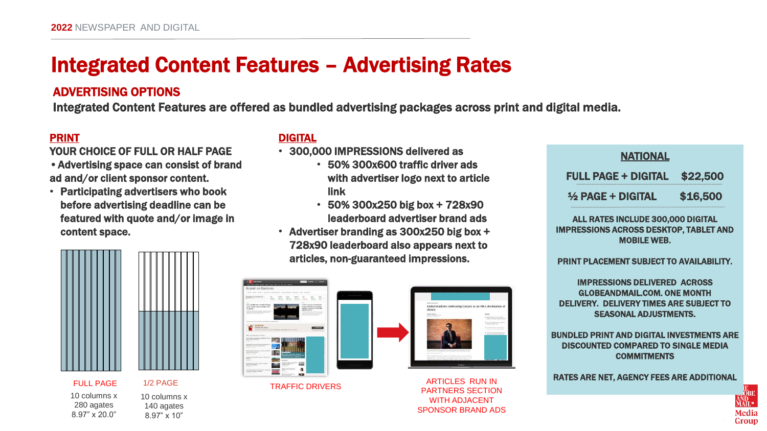2022 NEWSPAPER AND DIGITAL

# Integrated Content Features – Advertising Rates

## ADVERTISING OPTIONS

**Integrated Content Features are offered as bundled advertising packages across print and digital media.**

### PRINT

**YOUR CHOICE OF FULL OR HALF PAGE**

- **Advertising space can consist of brand ad and/or client sponsor content.**
- **Participating advertisers who book before advertising deadline can be featured with quote and/or image in content space.**

FULL PAGE
10 columns x 280 agates
8.97" x 20.0"

1/2 PAGE
10 columns x 140 agates
8.97" x 10"

### DIGITAL

- **300,000 IMPRESSIONS delivered as**
  - **50% 300x600 traffic driver ads with advertiser logo next to article link**
  - **50% 300x250 big box + 728x90 leaderboard advertiser brand ads**
- **Advertiser branding as 300x250 big box + 728x90 leaderboard also appears next to articles, non-guaranteed impressions.**

TRAFFIC DRIVERS

ARTICLES RUN IN PARTNERS SECTION WITH ADJACENT SPONSOR BRAND ADS

### NATIONAL

| | |
|---|---|
| FULL PAGE + DIGITAL | $22,500 |
| ½ PAGE + DIGITAL | $16,500 |

ALL RATES INCLUDE 300,000 DIGITAL IMPRESSIONS ACROSS DESKTOP, TABLET AND MOBILE WEB.

PRINT PLACEMENT SUBJECT TO AVAILABILITY.

IMPRESSIONS DELIVERED ACROSS GLOBEANDMAIL.COM. ONE MONTH DELIVERY. DELIVERY TIMES ARE SUBJECT TO SEASONAL ADJUSTMENTS.

BUNDLED PRINT AND DIGITAL INVESTMENTS ARE DISCOUNTED COMPARED TO SINGLE MEDIA COMMITMENTS

RATES ARE NET, AGENCY FEES ARE ADDITIONAL